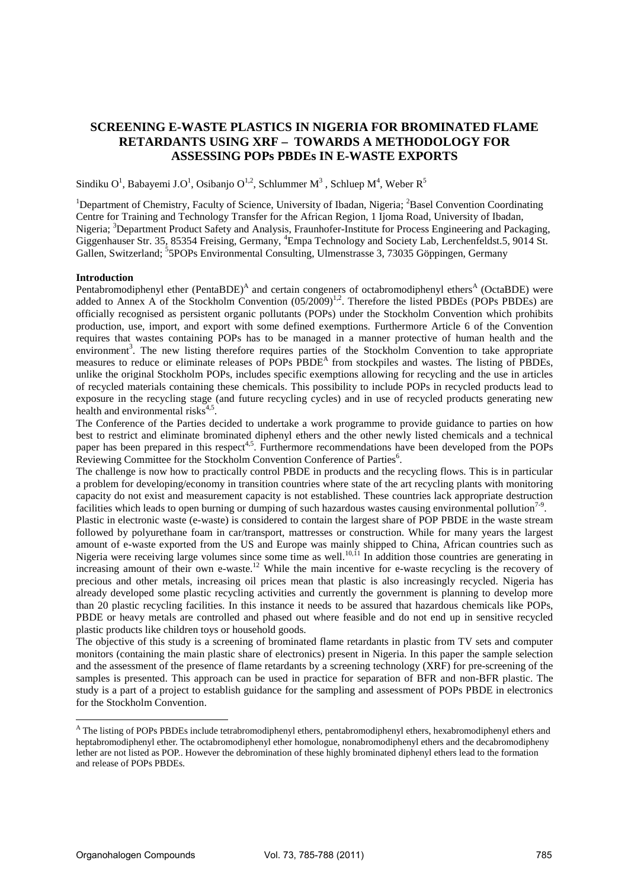# SCREENING E-WASTE PLASTICS IN NIGERIA FOR BROMINATED FLAME RETARDANTS USING XRF – TOWARDS A METHODOLOGY FOR ASSESSING POPs PBDEs IN E-WASTE EXPORTS

Sindiku O[1], Babayemi J.O[1], Osibanjo O[1,2], Schlummer M[3], Schluep M[4], Weber R[5]

[1]Department of Chemistry, Faculty of Science, University of Ibadan, Nigeria; [2]Basel Convention Coordinating Centre for Training and Technology Transfer for the African Region, 1 Ijoma Road, University of Ibadan, Nigeria; [3]Department Product Safety and Analysis, Fraunhofer-Institute for Process Engineering and Packaging, Giggenhauser Str. 35, 85354 Freising, Germany, [4]Empa Technology and Society Lab, Lerchenfeldst.5, 9014 St. Gallen, Switzerland; [5]5POPs Environmental Consulting, Ulmenstrasse 3, 73035 Göppingen, Germany

**Introduction**

Pentabromodiphenyl ether (PentaBDE)[A] and certain congeners of octabromodiphenyl ethers[A] (OctaBDE) were added to Annex A of the Stockholm Convention (05/2009)[1,2]. Therefore the listed PBDEs (POPs PBDEs) are officially recognised as persistent organic pollutants (POPs) under the Stockholm Convention which prohibits production, use, import, and export with some defined exemptions. Furthermore Article 6 of the Convention requires that wastes containing POPs has to be managed in a manner protective of human health and the environment[3]. The new listing therefore requires parties of the Stockholm Convention to take appropriate measures to reduce or eliminate releases of POPs PBDE[A] from stockpiles and wastes. The listing of PBDEs, unlike the original Stockholm POPs, includes specific exemptions allowing for recycling and the use in articles of recycled materials containing these chemicals. This possibility to include POPs in recycled products lead to exposure in the recycling stage (and future recycling cycles) and in use of recycled products generating new health and environmental risks[4,5].

The Conference of the Parties decided to undertake a work programme to provide guidance to parties on how best to restrict and eliminate brominated diphenyl ethers and the other newly listed chemicals and a technical paper has been prepared in this respect[4,5]. Furthermore recommendations have been developed from the POPs Reviewing Committee for the Stockholm Convention Conference of Parties[6].

The challenge is now how to practically control PBDE in products and the recycling flows. This is in particular a problem for developing/economy in transition countries where state of the art recycling plants with monitoring capacity do not exist and measurement capacity is not established. These countries lack appropriate destruction facilities which leads to open burning or dumping of such hazardous wastes causing environmental pollution[7-9].

Plastic in electronic waste (e-waste) is considered to contain the largest share of POP PBDE in the waste stream followed by polyurethane foam in car/transport, mattresses or construction. While for many years the largest amount of e-waste exported from the US and Europe was mainly shipped to China, African countries such as Nigeria were receiving large volumes since some time as well.[10,11] In addition those countries are generating in increasing amount of their own e-waste.[12] While the main incentive for e-waste recycling is the recovery of precious and other metals, increasing oil prices mean that plastic is also increasingly recycled. Nigeria has already developed some plastic recycling activities and currently the government is planning to develop more than 20 plastic recycling facilities. In this instance it needs to be assured that hazardous chemicals like POPs, PBDE or heavy metals are controlled and phased out where feasible and do not end up in sensitive recycled plastic products like children toys or household goods.

The objective of this study is a screening of brominated flame retardants in plastic from TV sets and computer monitors (containing the main plastic share of electronics) present in Nigeria. In this paper the sample selection and the assessment of the presence of flame retardants by a screening technology (XRF) for pre-screening of the samples is presented. This approach can be used in practice for separation of BFR and non-BFR plastic. The study is a part of a project to establish guidance for the sampling and assessment of POPs PBDE in electronics for the Stockholm Convention.

---

[A] The listing of POPs PBDEs include tetrabromodiphenyl ethers, pentabromodiphenyl ethers, hexabromodiphenyl ethers and heptabromodiphenyl ether. The octabromodiphenyl ether homologue, nonabromodiphenyl ethers and the decabromodipheny lether are not listed as POP.. However the debromination of these highly brominated diphenyl ethers lead to the formation and release of POPs PBDEs.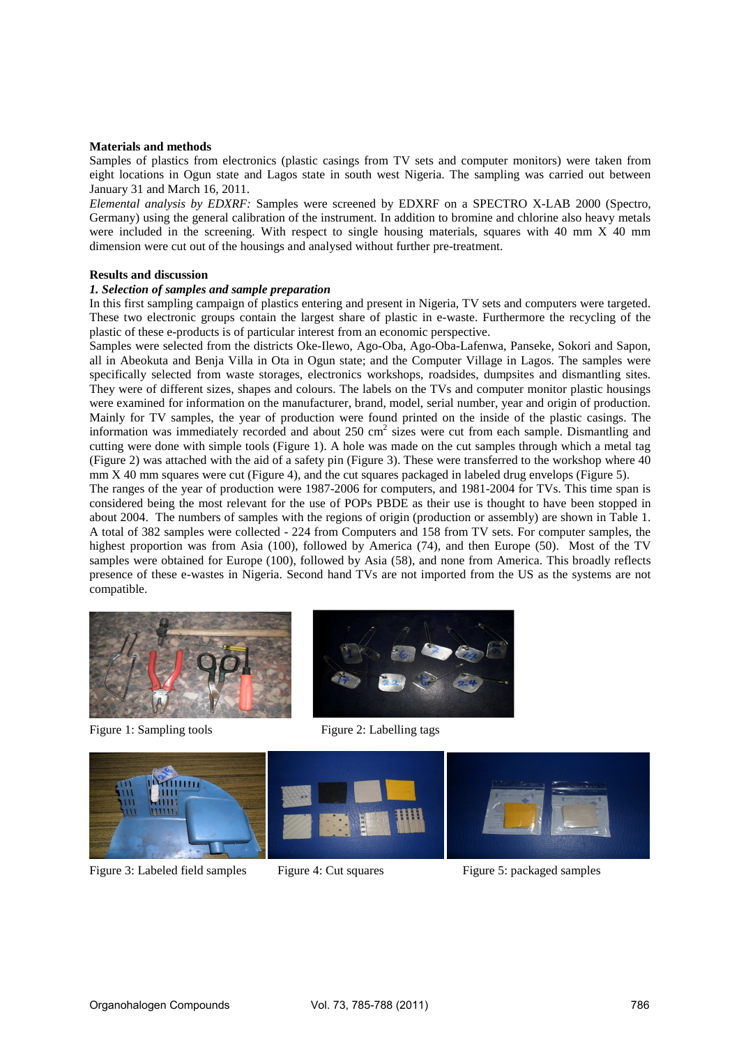## Materials and methods

Samples of plastics from electronics (plastic casings from TV sets and computer monitors) were taken from eight locations in Ogun state and Lagos state in south west Nigeria. The sampling was carried out between January 31 and March 16, 2011.

*Elemental analysis by EDXRF:* Samples were screened by EDXRF on a SPECTRO X-LAB 2000 (Spectro, Germany) using the general calibration of the instrument. In addition to bromine and chlorine also heavy metals were included in the screening. With respect to single housing materials, squares with 40 mm X 40 mm dimension were cut out of the housings and analysed without further pre-treatment.

## Results and discussion

### *1. Selection of samples and sample preparation*

In this first sampling campaign of plastics entering and present in Nigeria, TV sets and computers were targeted. These two electronic groups contain the largest share of plastic in e-waste. Furthermore the recycling of the plastic of these e-products is of particular interest from an economic perspective.

Samples were selected from the districts Oke-Ilewo, Ago-Oba, Ago-Oba-Lafenwa, Panseke, Sokori and Sapon, all in Abeokuta and Benja Villa in Ota in Ogun state; and the Computer Village in Lagos. The samples were specifically selected from waste storages, electronics workshops, roadsides, dumpsites and dismantling sites. They were of different sizes, shapes and colours. The labels on the TVs and computer monitor plastic housings were examined for information on the manufacturer, brand, model, serial number, year and origin of production. Mainly for TV samples, the year of production were found printed on the inside of the plastic casings. The information was immediately recorded and about 250 cm$^2$ sizes were cut from each sample. Dismantling and cutting were done with simple tools (Figure 1). A hole was made on the cut samples through which a metal tag (Figure 2) was attached with the aid of a safety pin (Figure 3). These were transferred to the workshop where 40 mm X 40 mm squares were cut (Figure 4), and the cut squares packaged in labeled drug envelops (Figure 5).

The ranges of the year of production were 1987-2006 for computers, and 1981-2004 for TVs. This time span is considered being the most relevant for the use of POPs PBDE as their use is thought to have been stopped in about 2004. The numbers of samples with the regions of origin (production or assembly) are shown in Table 1. A total of 382 samples were collected - 224 from Computers and 158 from TV sets. For computer samples, the highest proportion was from Asia (100), followed by America (74), and then Europe (50). Most of the TV samples were obtained for Europe (100), followed by Asia (58), and none from America. This broadly reflects presence of these e-wastes in Nigeria. Second hand TVs are not imported from the US as the systems are not compatible.

Figure 1: Sampling tools

Figure 2: Labelling tags

Figure 3: Labeled field samples

Figure 4: Cut squares

Figure 5: packaged samples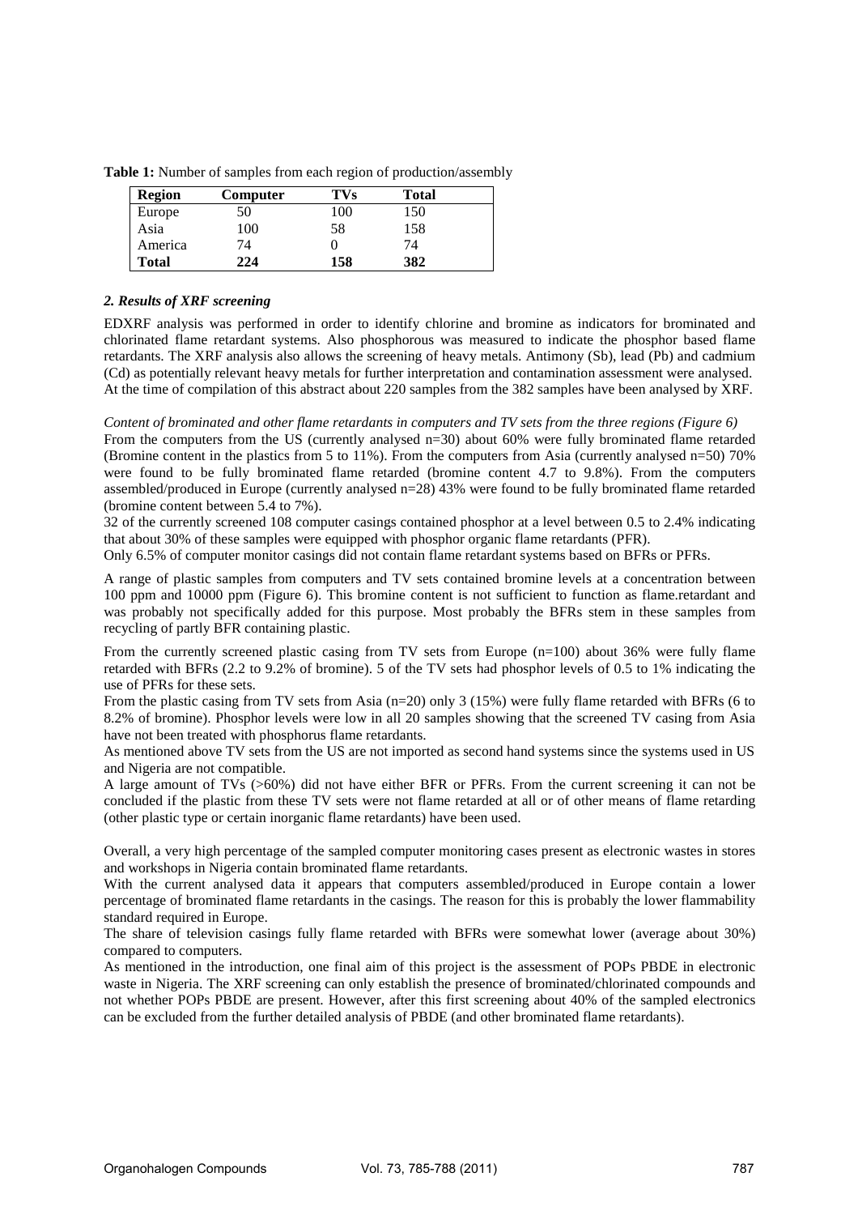**Table 1:** Number of samples from each region of production/assembly

| Region | Computer | TVs | Total |
|---|---|---|---|
| Europe | 50 | 100 | 150 |
| Asia | 100 | 58 | 158 |
| America | 74 | 0 | 74 |
| **Total** | **224** | **158** | **382** |

### *2. Results of XRF screening*

EDXRF analysis was performed in order to identify chlorine and bromine as indicators for brominated and chlorinated flame retardant systems. Also phosphorous was measured to indicate the phosphor based flame retardants. The XRF analysis also allows the screening of heavy metals. Antimony (Sb), lead (Pb) and cadmium (Cd) as potentially relevant heavy metals for further interpretation and contamination assessment were analysed. At the time of compilation of this abstract about 220 samples from the 382 samples have been analysed by XRF.

*Content of brominated and other flame retardants in computers and TV sets from the three regions (Figure 6)*

From the computers from the US (currently analysed n=30) about 60% were fully brominated flame retarded (Bromine content in the plastics from 5 to 11%). From the computers from Asia (currently analysed n=50) 70% were found to be fully brominated flame retarded (bromine content 4.7 to 9.8%). From the computers assembled/produced in Europe (currently analysed n=28) 43% were found to be fully brominated flame retarded (bromine content between 5.4 to 7%).

32 of the currently screened 108 computer casings contained phosphor at a level between 0.5 to 2.4% indicating that about 30% of these samples were equipped with phosphor organic flame retardants (PFR).

Only 6.5% of computer monitor casings did not contain flame retardant systems based on BFRs or PFRs.

A range of plastic samples from computers and TV sets contained bromine levels at a concentration between 100 ppm and 10000 ppm (Figure 6). This bromine content is not sufficient to function as flame.retardant and was probably not specifically added for this purpose. Most probably the BFRs stem in these samples from recycling of partly BFR containing plastic.

From the currently screened plastic casing from TV sets from Europe (n=100) about 36% were fully flame retarded with BFRs (2.2 to 9.2% of bromine). 5 of the TV sets had phosphor levels of 0.5 to 1% indicating the use of PFRs for these sets.

From the plastic casing from TV sets from Asia (n=20) only 3 (15%) were fully flame retarded with BFRs (6 to 8.2% of bromine). Phosphor levels were low in all 20 samples showing that the screened TV casing from Asia have not been treated with phosphorus flame retardants.

As mentioned above TV sets from the US are not imported as second hand systems since the systems used in US and Nigeria are not compatible.

A large amount of TVs (>60%) did not have either BFR or PFRs. From the current screening it can not be concluded if the plastic from these TV sets were not flame retarded at all or of other means of flame retarding (other plastic type or certain inorganic flame retardants) have been used.

Overall, a very high percentage of the sampled computer monitoring cases present as electronic wastes in stores and workshops in Nigeria contain brominated flame retardants.

With the current analysed data it appears that computers assembled/produced in Europe contain a lower percentage of brominated flame retardants in the casings. The reason for this is probably the lower flammability standard required in Europe.

The share of television casings fully flame retarded with BFRs were somewhat lower (average about 30%) compared to computers.

As mentioned in the introduction, one final aim of this project is the assessment of POPs PBDE in electronic waste in Nigeria. The XRF screening can only establish the presence of brominated/chlorinated compounds and not whether POPs PBDE are present. However, after this first screening about 40% of the sampled electronics can be excluded from the further detailed analysis of PBDE (and other brominated flame retardants).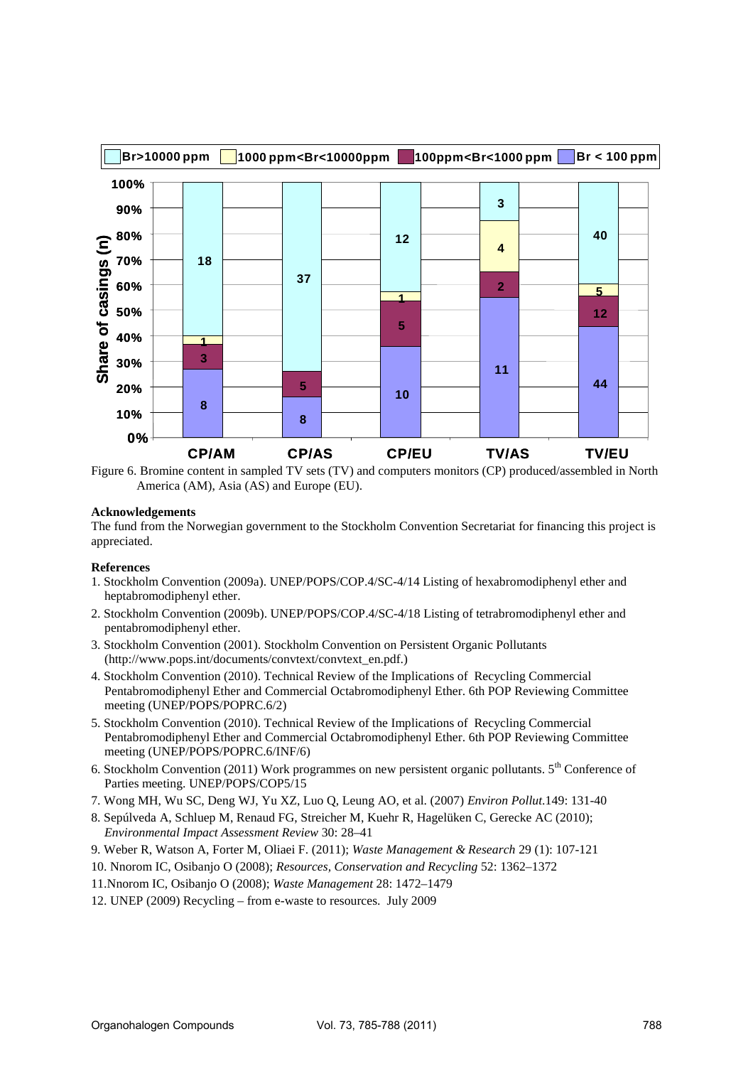Br>10000 ppm
1000 ppm<Br<10000ppm
100ppm<Br<1000 ppm
Br < 100 ppm

Share of casings (n)

100%
90%
80%
70%
60%
50%
40%
30%
20%
10%
0%

CP/AM: 18, 1, 3, 8
CP/AS: 37, 5, 8
CP/EU: 12, 1, 5, 10
TV/AS: 3, 4, 2, 11
TV/EU: 40, 5, 12, 44

Figure 6. Bromine content in sampled TV sets (TV) and computers monitors (CP) produced/assembled in North America (AM), Asia (AS) and Europe (EU).

**Acknowledgements**

The fund from the Norwegian government to the Stockholm Convention Secretariat for financing this project is appreciated.

**References**

1. Stockholm Convention (2009a). UNEP/POPS/COP.4/SC-4/14 Listing of hexabromodiphenyl ether and heptabromodiphenyl ether.
2. Stockholm Convention (2009b). UNEP/POPS/COP.4/SC-4/18 Listing of tetrabromodiphenyl ether and pentabromodiphenyl ether.
3. Stockholm Convention (2001). Stockholm Convention on Persistent Organic Pollutants (http://www.pops.int/documents/convtext/convtext_en.pdf.)
4. Stockholm Convention (2010). Technical Review of the Implications of Recycling Commercial Pentabromodiphenyl Ether and Commercial Octabromodiphenyl Ether. 6th POP Reviewing Committee meeting (UNEP/POPS/POPRC.6/2)
5. Stockholm Convention (2010). Technical Review of the Implications of Recycling Commercial Pentabromodiphenyl Ether and Commercial Octabromodiphenyl Ether. 6th POP Reviewing Committee meeting (UNEP/POPS/POPRC.6/INF/6)
6. Stockholm Convention (2011) Work programmes on new persistent organic pollutants. 5th Conference of Parties meeting. UNEP/POPS/COP5/15
7. Wong MH, Wu SC, Deng WJ, Yu XZ, Luo Q, Leung AO, et al. (2007) *Environ Pollut*.149: 131-40
8. Sepúlveda A, Schluep M, Renaud FG, Streicher M, Kuehr R, Hagelüken C, Gerecke AC (2010); *Environmental Impact Assessment Review* 30: 28–41
9. Weber R, Watson A, Forter M, Oliaei F. (2011); *Waste Management & Research* 29 (1): 107-121
10. Nnorom IC, Osibanjo O (2008); *Resources, Conservation and Recycling* 52: 1362–1372
11. Nnorom IC, Osibanjo O (2008); *Waste Management* 28: 1472–1479
12. UNEP (2009) Recycling – from e-waste to resources. July 2009